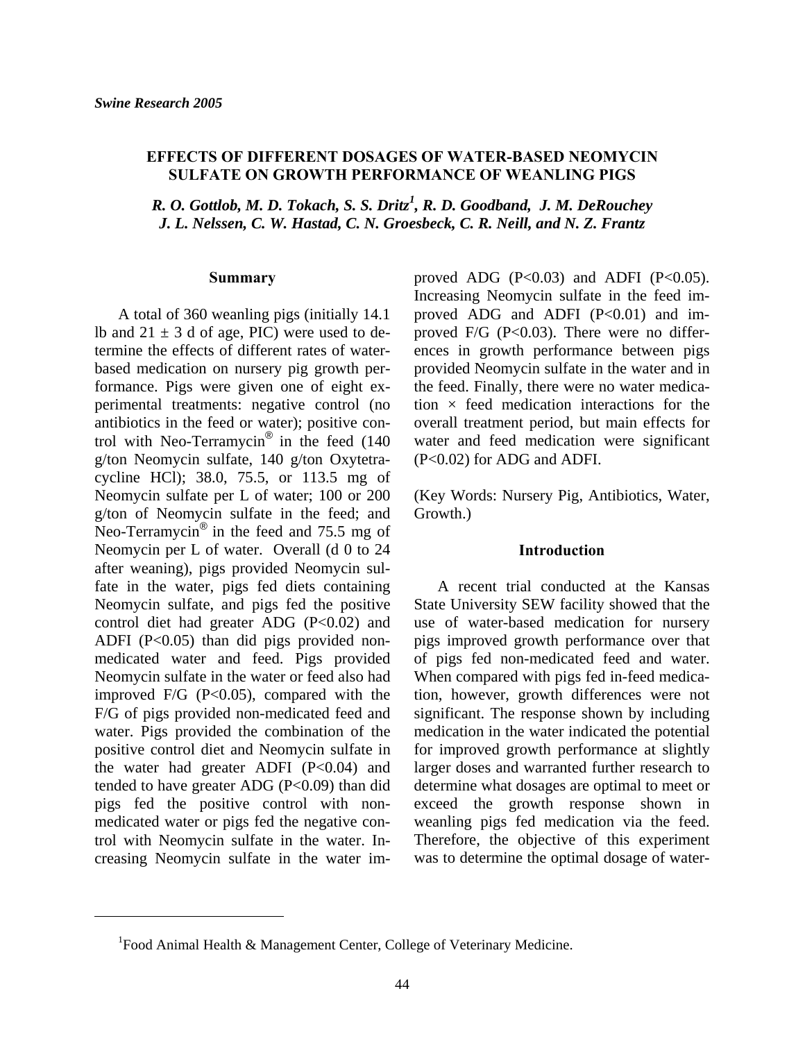*Swine Research 2005*

# EFFECTS OF DIFFERENT DOSAGES OF WATER-BASED NEOMYCIN SULFATE ON GROWTH PERFORMANCE OF WEANLING PIGS

***R. O. Gottlob, M. D. Tokach, S. S. Dritz[1], R. D. Goodband, J. M. DeRouchey J. L. Nelssen, C. W. Hastad, C. N. Groesbeck, C. R. Neill, and N. Z. Frantz***

## Summary

A total of 360 weanling pigs (initially 14.1 lb and 21 ± 3 d of age, PIC) were used to determine the effects of different rates of water-based medication on nursery pig growth performance. Pigs were given one of eight experimental treatments: negative control (no antibiotics in the feed or water); positive control with Neo-Terramycin® in the feed (140 g/ton Neomycin sulfate, 140 g/ton Oxytetracycline HCl); 38.0, 75.5, or 113.5 mg of Neomycin sulfate per L of water; 100 or 200 g/ton of Neomycin sulfate in the feed; and Neo-Terramycin® in the feed and 75.5 mg of Neomycin per L of water. Overall (d 0 to 24 after weaning), pigs provided Neomycin sulfate in the water, pigs fed diets containing Neomycin sulfate, and pigs fed the positive control diet had greater ADG ($P<0.02$) and ADFI ($P<0.05$) than did pigs provided non-medicated water and feed. Pigs provided Neomycin sulfate in the water or feed also had improved F/G ($P<0.05$), compared with the F/G of pigs provided non-medicated feed and water. Pigs provided the combination of the positive control diet and Neomycin sulfate in the water had greater ADFI ($P<0.04$) and tended to have greater ADG ($P<0.09$) than did pigs fed the positive control with non-medicated water or pigs fed the negative control with Neomycin sulfate in the water. Increasing Neomycin sulfate in the water improved ADG ($P<0.03$) and ADFI ($P<0.05$). Increasing Neomycin sulfate in the feed improved ADG and ADFI ($P<0.01$) and improved F/G ($P<0.03$). There were no differences in growth performance between pigs provided Neomycin sulfate in the water and in the feed. Finally, there were no water medication × feed medication interactions for the overall treatment period, but main effects for water and feed medication were significant ($P<0.02$) for ADG and ADFI.

(Key Words: Nursery Pig, Antibiotics, Water, Growth.)

## Introduction

A recent trial conducted at the Kansas State University SEW facility showed that the use of water-based medication for nursery pigs improved growth performance over that of pigs fed non-medicated feed and water. When compared with pigs fed in-feed medication, however, growth differences were not significant. The response shown by including medication in the water indicated the potential for improved growth performance at slightly larger doses and warranted further research to determine what dosages are optimal to meet or exceed the growth response shown in weanling pigs fed medication via the feed. Therefore, the objective of this experiment was to determine the optimal dosage of water-

---

[1]Food Animal Health & Management Center, College of Veterinary Medicine.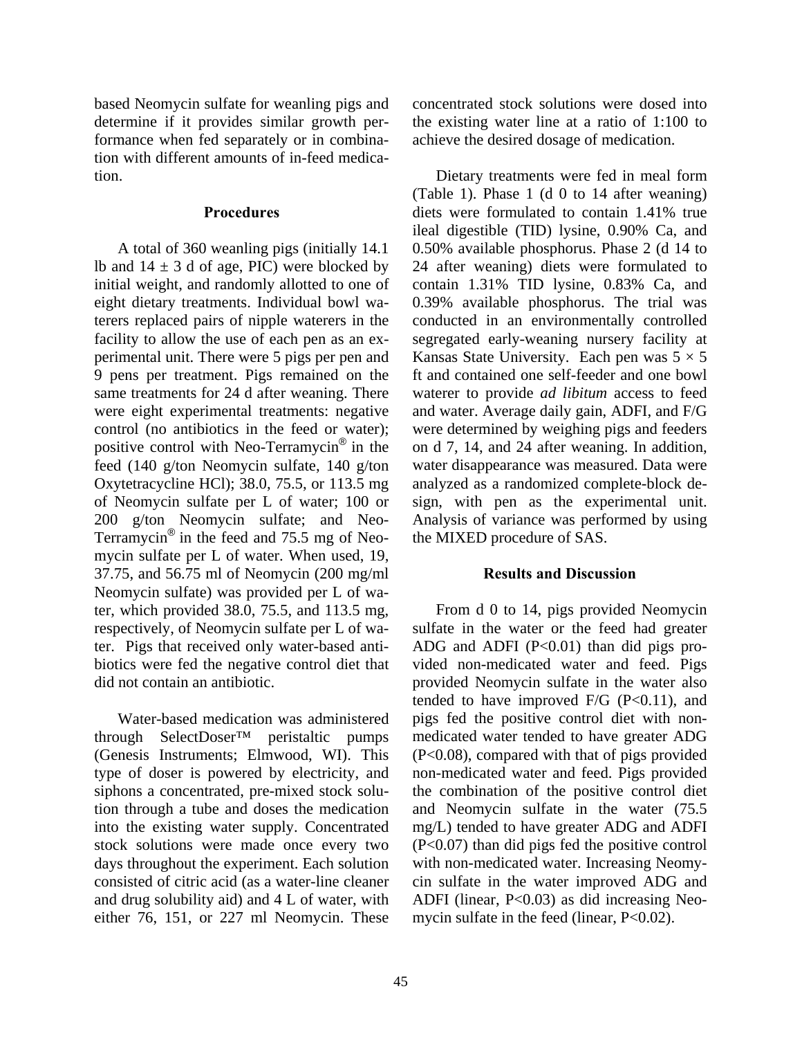based Neomycin sulfate for weanling pigs and determine if it provides similar growth performance when fed separately or in combination with different amounts of in-feed medication.

## Procedures

A total of 360 weanling pigs (initially 14.1 lb and 14 ± 3 d of age, PIC) were blocked by initial weight, and randomly allotted to one of eight dietary treatments. Individual bowl waterers replaced pairs of nipple waterers in the facility to allow the use of each pen as an experimental unit. There were 5 pigs per pen and 9 pens per treatment. Pigs remained on the same treatments for 24 d after weaning. There were eight experimental treatments: negative control (no antibiotics in the feed or water); positive control with Neo-Terramycin® in the feed (140 g/ton Neomycin sulfate, 140 g/ton Oxytetracycline HCl); 38.0, 75.5, or 113.5 mg of Neomycin sulfate per L of water; 100 or 200 g/ton Neomycin sulfate; and Neo-Terramycin® in the feed and 75.5 mg of Neomycin sulfate per L of water. When used, 19, 37.75, and 56.75 ml of Neomycin (200 mg/ml Neomycin sulfate) was provided per L of water, which provided 38.0, 75.5, and 113.5 mg, respectively, of Neomycin sulfate per L of water. Pigs that received only water-based antibiotics were fed the negative control diet that did not contain an antibiotic.

Water-based medication was administered through SelectDoser™ peristaltic pumps (Genesis Instruments; Elmwood, WI). This type of doser is powered by electricity, and siphons a concentrated, pre-mixed stock solution through a tube and doses the medication into the existing water supply. Concentrated stock solutions were made once every two days throughout the experiment. Each solution consisted of citric acid (as a water-line cleaner and drug solubility aid) and 4 L of water, with either 76, 151, or 227 ml Neomycin. These concentrated stock solutions were dosed into the existing water line at a ratio of 1:100 to achieve the desired dosage of medication.

Dietary treatments were fed in meal form (Table 1). Phase 1 (d 0 to 14 after weaning) diets were formulated to contain 1.41% true ileal digestible (TID) lysine, 0.90% Ca, and 0.50% available phosphorus. Phase 2 (d 14 to 24 after weaning) diets were formulated to contain 1.31% TID lysine, 0.83% Ca, and 0.39% available phosphorus. The trial was conducted in an environmentally controlled segregated early-weaning nursery facility at Kansas State University. Each pen was 5 × 5 ft and contained one self-feeder and one bowl waterer to provide *ad libitum* access to feed and water. Average daily gain, ADFI, and F/G were determined by weighing pigs and feeders on d 7, 14, and 24 after weaning. In addition, water disappearance was measured. Data were analyzed as a randomized complete-block design, with pen as the experimental unit. Analysis of variance was performed by using the MIXED procedure of SAS.

## Results and Discussion

From d 0 to 14, pigs provided Neomycin sulfate in the water or the feed had greater ADG and ADFI ($P<0.01$) than did pigs provided non-medicated water and feed. Pigs provided Neomycin sulfate in the water also tended to have improved F/G ($P<0.11$), and pigs fed the positive control diet with non-medicated water tended to have greater ADG ($P<0.08$), compared with that of pigs provided non-medicated water and feed. Pigs provided the combination of the positive control diet and Neomycin sulfate in the water (75.5 mg/L) tended to have greater ADG and ADFI ($P<0.07$) than did pigs fed the positive control with non-medicated water. Increasing Neomycin sulfate in the water improved ADG and ADFI (linear, $P<0.03$) as did increasing Neomycin sulfate in the feed (linear, $P<0.02$).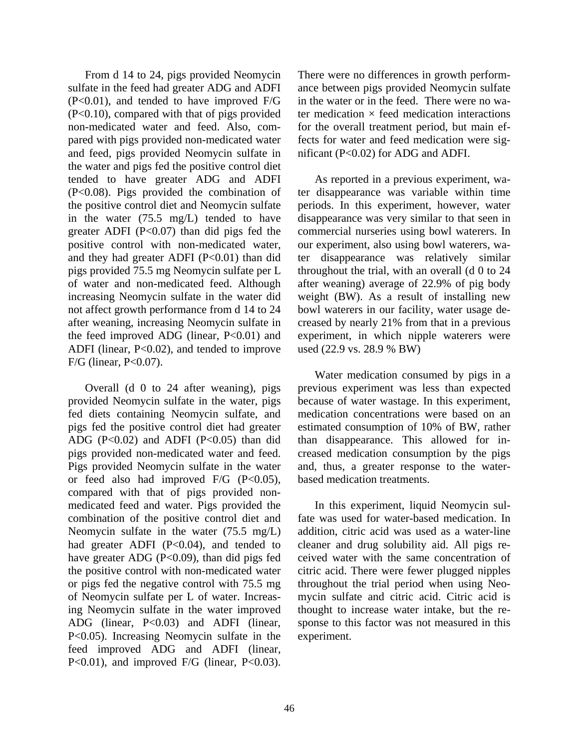From d 14 to 24, pigs provided Neomycin sulfate in the feed had greater ADG and ADFI ($P<0.01$), and tended to have improved F/G ($P<0.10$), compared with that of pigs provided non-medicated water and feed. Also, compared with pigs provided non-medicated water and feed, pigs provided Neomycin sulfate in the water and pigs fed the positive control diet tended to have greater ADG and ADFI ($P<0.08$). Pigs provided the combination of the positive control diet and Neomycin sulfate in the water (75.5 mg/L) tended to have greater ADFI ($P<0.07$) than did pigs fed the positive control with non-medicated water, and they had greater ADFI ($P<0.01$) than did pigs provided 75.5 mg Neomycin sulfate per L of water and non-medicated feed. Although increasing Neomycin sulfate in the water did not affect growth performance from d 14 to 24 after weaning, increasing Neomycin sulfate in the feed improved ADG (linear, $P<0.01$) and ADFI (linear, $P<0.02$), and tended to improve F/G (linear, $P<0.07$).

Overall (d 0 to 24 after weaning), pigs provided Neomycin sulfate in the water, pigs fed diets containing Neomycin sulfate, and pigs fed the positive control diet had greater ADG ($P<0.02$) and ADFI ($P<0.05$) than did pigs provided non-medicated water and feed. Pigs provided Neomycin sulfate in the water or feed also had improved F/G ($P<0.05$), compared with that of pigs provided non-medicated feed and water. Pigs provided the combination of the positive control diet and Neomycin sulfate in the water (75.5 mg/L) had greater ADFI ($P<0.04$), and tended to have greater ADG ($P<0.09$), than did pigs fed the positive control with non-medicated water or pigs fed the negative control with 75.5 mg of Neomycin sulfate per L of water. Increasing Neomycin sulfate in the water improved ADG (linear, $P<0.03$) and ADFI (linear, $P<0.05$). Increasing Neomycin sulfate in the feed improved ADG and ADFI (linear, $P<0.01$), and improved F/G (linear, $P<0.03$). There were no differences in growth performance between pigs provided Neomycin sulfate in the water or in the feed. There were no water medication × feed medication interactions for the overall treatment period, but main effects for water and feed medication were significant ($P<0.02$) for ADG and ADFI.

As reported in a previous experiment, water disappearance was variable within time periods. In this experiment, however, water disappearance was very similar to that seen in commercial nurseries using bowl waterers. In our experiment, also using bowl waterers, water disappearance was relatively similar throughout the trial, with an overall (d 0 to 24 after weaning) average of 22.9% of pig body weight (BW). As a result of installing new bowl waterers in our facility, water usage decreased by nearly 21% from that in a previous experiment, in which nipple waterers were used (22.9 vs. 28.9 % BW)

Water medication consumed by pigs in a previous experiment was less than expected because of water wastage. In this experiment, medication concentrations were based on an estimated consumption of 10% of BW, rather than disappearance. This allowed for increased medication consumption by the pigs and, thus, a greater response to the water-based medication treatments.

In this experiment, liquid Neomycin sulfate was used for water-based medication. In addition, citric acid was used as a water-line cleaner and drug solubility aid. All pigs received water with the same concentration of citric acid. There were fewer plugged nipples throughout the trial period when using Neomycin sulfate and citric acid. Citric acid is thought to increase water intake, but the response to this factor was not measured in this experiment.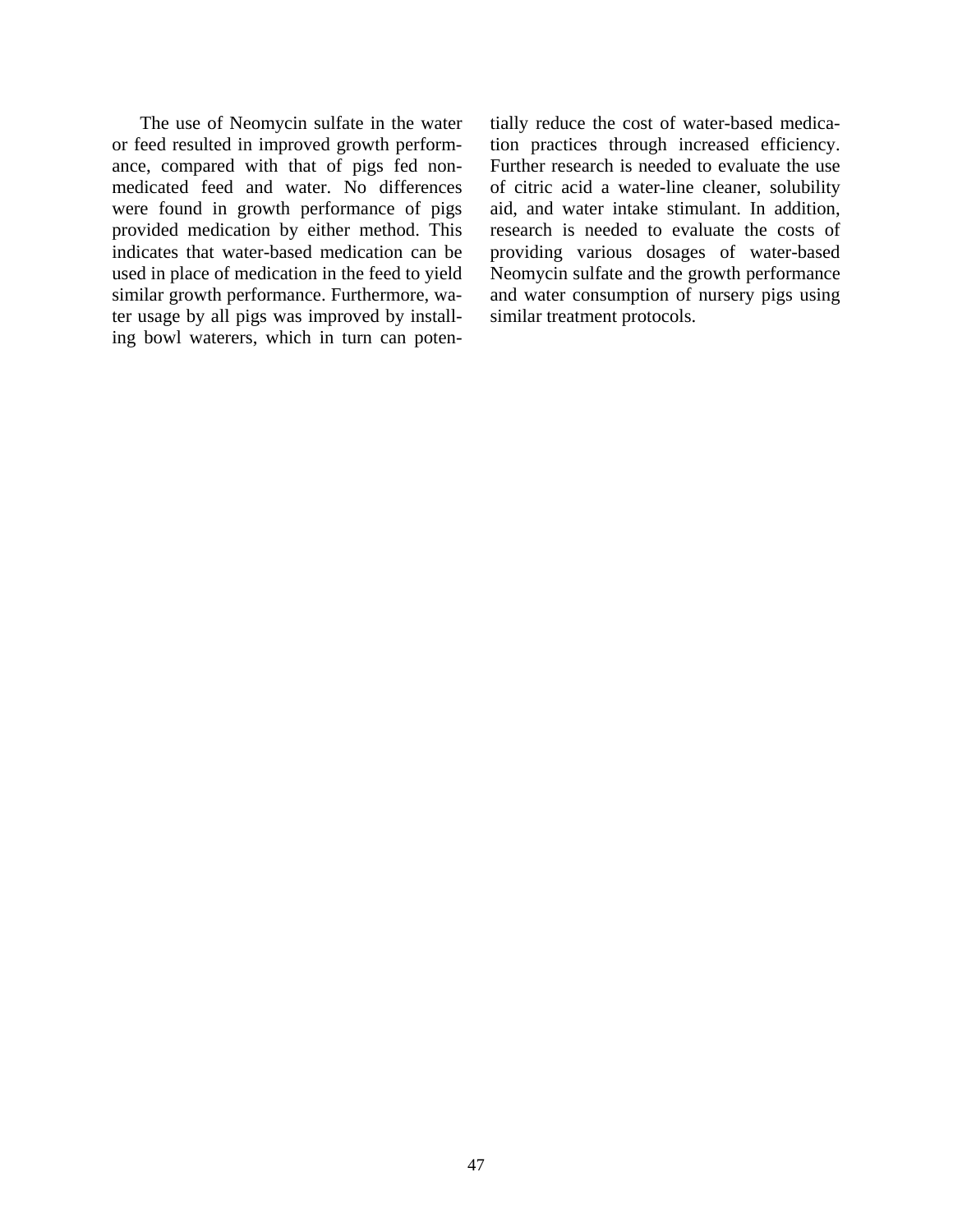The use of Neomycin sulfate in the water or feed resulted in improved growth performance, compared with that of pigs fed non-medicated feed and water. No differences were found in growth performance of pigs provided medication by either method. This indicates that water-based medication can be used in place of medication in the feed to yield similar growth performance. Furthermore, water usage by all pigs was improved by installing bowl waterers, which in turn can potentially reduce the cost of water-based medication practices through increased efficiency. Further research is needed to evaluate the use of citric acid a water-line cleaner, solubility aid, and water intake stimulant. In addition, research is needed to evaluate the costs of providing various dosages of water-based Neomycin sulfate and the growth performance and water consumption of nursery pigs using similar treatment protocols.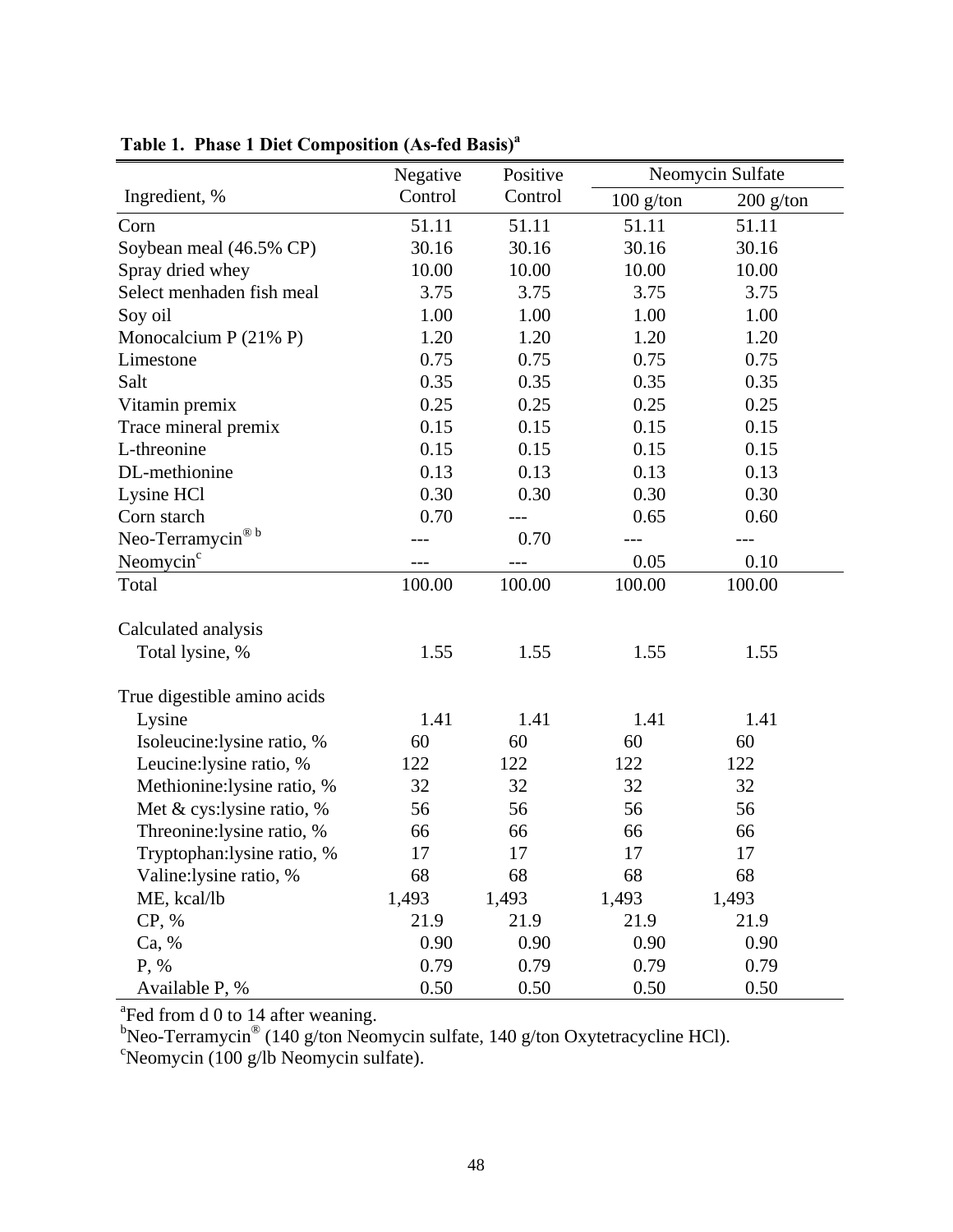**Table 1. Phase 1 Diet Composition (As-fed Basis)[a]**

| Ingredient, % | Negative Control | Positive Control | Neomycin Sulfate | |
|---|---|---|---|---|
| | | | 100 g/ton | 200 g/ton |
| Corn | 51.11 | 51.11 | 51.11 | 51.11 |
| Soybean meal (46.5% CP) | 30.16 | 30.16 | 30.16 | 30.16 |
| Spray dried whey | 10.00 | 10.00 | 10.00 | 10.00 |
| Select menhaden fish meal | 3.75 | 3.75 | 3.75 | 3.75 |
| Soy oil | 1.00 | 1.00 | 1.00 | 1.00 |
| Monocalcium P (21% P) | 1.20 | 1.20 | 1.20 | 1.20 |
| Limestone | 0.75 | 0.75 | 0.75 | 0.75 |
| Salt | 0.35 | 0.35 | 0.35 | 0.35 |
| Vitamin premix | 0.25 | 0.25 | 0.25 | 0.25 |
| Trace mineral premix | 0.15 | 0.15 | 0.15 | 0.15 |
| L-threonine | 0.15 | 0.15 | 0.15 | 0.15 |
| DL-methionine | 0.13 | 0.13 | 0.13 | 0.13 |
| Lysine HCl | 0.30 | 0.30 | 0.30 | 0.30 |
| Corn starch | 0.70 | --- | 0.65 | 0.60 |
| Neo-Terramycin® [b] | --- | 0.70 | --- | --- |
| Neomycin[c] | --- | --- | 0.05 | 0.10 |
| Total | 100.00 | 100.00 | 100.00 | 100.00 |
| | | | | |
| Calculated analysis | | | | |
| Total lysine, % | 1.55 | 1.55 | 1.55 | 1.55 |
| | | | | |
| True digestible amino acids | | | | |
| Lysine | 1.41 | 1.41 | 1.41 | 1.41 |
| Isoleucine:lysine ratio, % | 60 | 60 | 60 | 60 |
| Leucine:lysine ratio, % | 122 | 122 | 122 | 122 |
| Methionine:lysine ratio, % | 32 | 32 | 32 | 32 |
| Met & cys:lysine ratio, % | 56 | 56 | 56 | 56 |
| Threonine:lysine ratio, % | 66 | 66 | 66 | 66 |
| Tryptophan:lysine ratio, % | 17 | 17 | 17 | 17 |
| Valine:lysine ratio, % | 68 | 68 | 68 | 68 |
| ME, kcal/lb | 1,493 | 1,493 | 1,493 | 1,493 |
| CP, % | 21.9 | 21.9 | 21.9 | 21.9 |
| Ca, % | 0.90 | 0.90 | 0.90 | 0.90 |
| P, % | 0.79 | 0.79 | 0.79 | 0.79 |
| Available P, % | 0.50 | 0.50 | 0.50 | 0.50 |

[a]Fed from d 0 to 14 after weaning.
[b]Neo-Terramycin® (140 g/ton Neomycin sulfate, 140 g/ton Oxytetracycline HCl).
[c]Neomycin (100 g/lb Neomycin sulfate).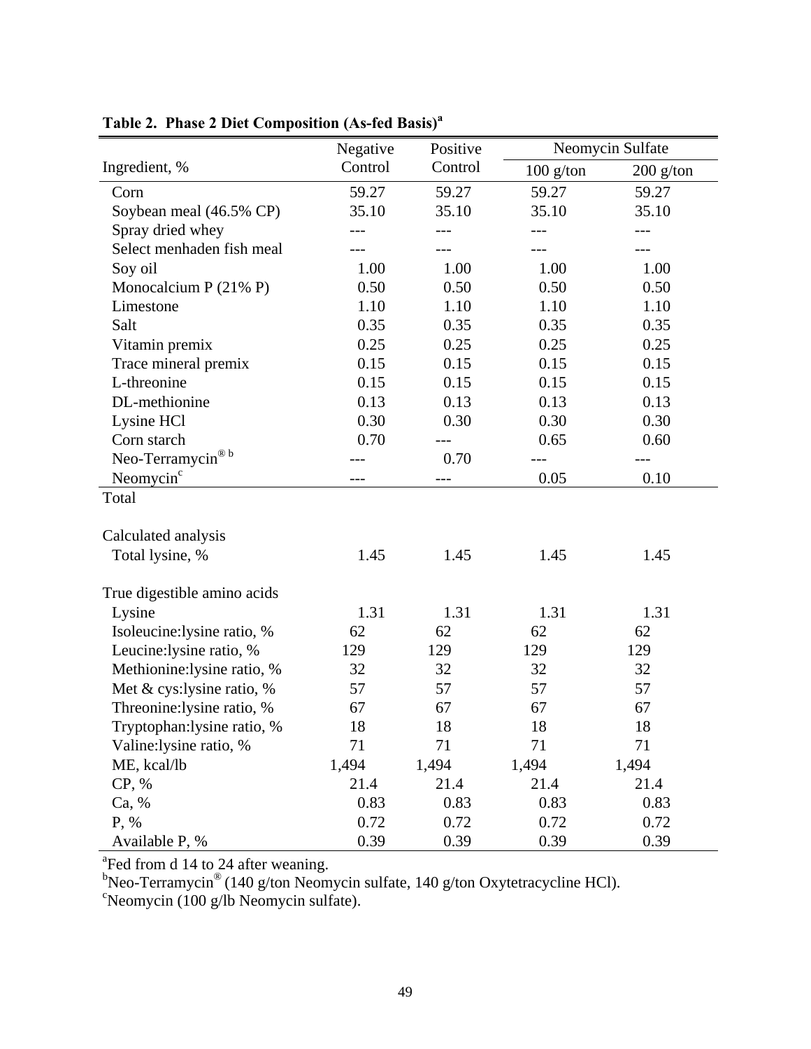**Table 2. Phase 2 Diet Composition (As-fed Basis)[a]**

| Ingredient, % | Negative Control | Positive Control | Neomycin Sulfate | |
|---|---|---|---|---|
| | | | 100 g/ton | 200 g/ton |
| Corn | 59.27 | 59.27 | 59.27 | 59.27 |
| Soybean meal (46.5% CP) | 35.10 | 35.10 | 35.10 | 35.10 |
| Spray dried whey | --- | --- | --- | --- |
| Select menhaden fish meal | --- | --- | --- | --- |
| Soy oil | 1.00 | 1.00 | 1.00 | 1.00 |
| Monocalcium P (21% P) | 0.50 | 0.50 | 0.50 | 0.50 |
| Limestone | 1.10 | 1.10 | 1.10 | 1.10 |
| Salt | 0.35 | 0.35 | 0.35 | 0.35 |
| Vitamin premix | 0.25 | 0.25 | 0.25 | 0.25 |
| Trace mineral premix | 0.15 | 0.15 | 0.15 | 0.15 |
| L-threonine | 0.15 | 0.15 | 0.15 | 0.15 |
| DL-methionine | 0.13 | 0.13 | 0.13 | 0.13 |
| Lysine HCl | 0.30 | 0.30 | 0.30 | 0.30 |
| Corn starch | 0.70 | --- | 0.65 | 0.60 |
| Neo-Terramycin®[b] | --- | 0.70 | --- | --- |
| Neomycin[c] | --- | --- | 0.05 | 0.10 |
| Total | | | | |
| | | | | |
| Calculated analysis | | | | |
| Total lysine, % | 1.45 | 1.45 | 1.45 | 1.45 |
| | | | | |
| True digestible amino acids | | | | |
| Lysine | 1.31 | 1.31 | 1.31 | 1.31 |
| Isoleucine:lysine ratio, % | 62 | 62 | 62 | 62 |
| Leucine:lysine ratio, % | 129 | 129 | 129 | 129 |
| Methionine:lysine ratio, % | 32 | 32 | 32 | 32 |
| Met & cys:lysine ratio, % | 57 | 57 | 57 | 57 |
| Threonine:lysine ratio, % | 67 | 67 | 67 | 67 |
| Tryptophan:lysine ratio, % | 18 | 18 | 18 | 18 |
| Valine:lysine ratio, % | 71 | 71 | 71 | 71 |
| ME, kcal/lb | 1,494 | 1,494 | 1,494 | 1,494 |
| CP, % | 21.4 | 21.4 | 21.4 | 21.4 |
| Ca, % | 0.83 | 0.83 | 0.83 | 0.83 |
| P, % | 0.72 | 0.72 | 0.72 | 0.72 |
| Available P, % | 0.39 | 0.39 | 0.39 | 0.39 |

[a]Fed from d 14 to 24 after weaning.
[b]Neo-Terramycin® (140 g/ton Neomycin sulfate, 140 g/ton Oxytetracycline HCl).
[c]Neomycin (100 g/lb Neomycin sulfate).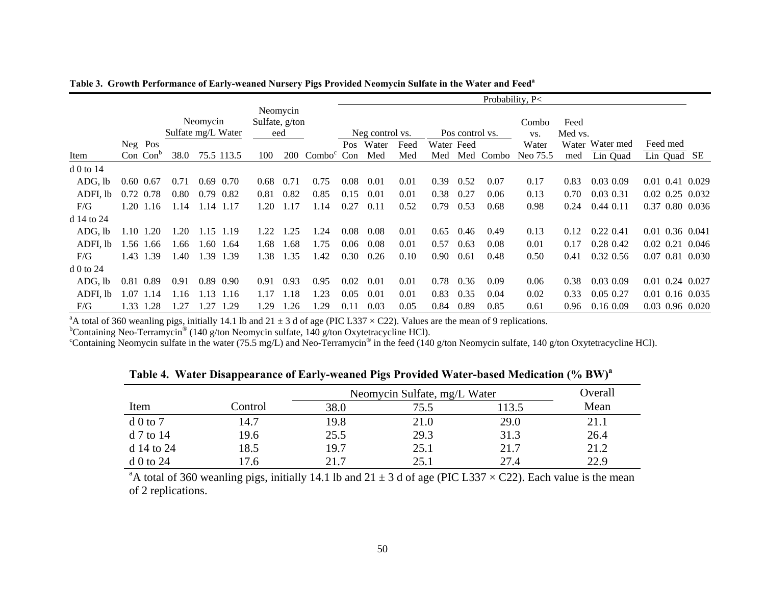**Table 3. Growth Performance of Early-weaned Nursery Pigs Provided Neomycin Sulfate in the Water and Feed[a]**

| | | | Neomycin Sulfate mg/L Water | | | Neomycin Sulfate, g/ton feed | | | Probability, P< | | | | | | | | | | | | | |
|---|---|---|---|---|---|---|---|---|---|---|---|---|---|---|---|---|---|---|---|---|---|
| | | | | | | | | | Neg control vs. | | | Pos control vs. | | | Combo vs. | Feed Med vs. | | | | | |
| Item | Neg Con | Pos Con[b] | 38.0 | 75.5 | 113.5 | 100 | 200 | Combo[c] | Pos Con | Water Med | Feed Med | Water Med | Feed Med | Combo | Water Neo 75.5 | Water med | Water med Lin | Water med Quad | Feed med Lin | Feed med Quad | SE |
| d 0 to 14 | | | | | | | | | | | | | | | | | | | | | |
| ADG, lb | 0.60 | 0.67 | 0.71 | 0.69 | 0.70 | 0.68 | 0.71 | 0.75 | 0.08 | 0.01 | 0.01 | 0.39 | 0.52 | 0.07 | 0.17 | 0.83 | 0.03 | 0.09 | 0.01 | 0.41 | 0.029 |
| ADFI, lb | 0.72 | 0.78 | 0.80 | 0.79 | 0.82 | 0.81 | 0.82 | 0.85 | 0.15 | 0.01 | 0.01 | 0.38 | 0.27 | 0.06 | 0.13 | 0.70 | 0.03 | 0.31 | 0.02 | 0.25 | 0.032 |
| F/G | 1.20 | 1.16 | 1.14 | 1.14 | 1.17 | 1.20 | 1.17 | 1.14 | 0.27 | 0.11 | 0.52 | 0.79 | 0.53 | 0.68 | 0.98 | 0.24 | 0.44 | 0.11 | 0.37 | 0.80 | 0.036 |
| d 14 to 24 | | | | | | | | | | | | | | | | | | | | | |
| ADG, lb | 1.10 | 1.20 | 1.20 | 1.15 | 1.19 | 1.22 | 1.25 | 1.24 | 0.08 | 0.08 | 0.01 | 0.65 | 0.46 | 0.49 | 0.13 | 0.12 | 0.22 | 0.41 | 0.01 | 0.36 | 0.041 |
| ADFI, lb | 1.56 | 1.66 | 1.66 | 1.60 | 1.64 | 1.68 | 1.68 | 1.75 | 0.06 | 0.08 | 0.01 | 0.57 | 0.63 | 0.08 | 0.01 | 0.17 | 0.28 | 0.42 | 0.02 | 0.21 | 0.046 |
| F/G | 1.43 | 1.39 | 1.40 | 1.39 | 1.39 | 1.38 | 1.35 | 1.42 | 0.30 | 0.26 | 0.10 | 0.90 | 0.61 | 0.48 | 0.50 | 0.41 | 0.32 | 0.56 | 0.07 | 0.81 | 0.030 |
| d 0 to 24 | | | | | | | | | | | | | | | | | | | | | |
| ADG, lb | 0.81 | 0.89 | 0.91 | 0.89 | 0.90 | 0.91 | 0.93 | 0.95 | 0.02 | 0.01 | 0.01 | 0.78 | 0.36 | 0.09 | 0.06 | 0.38 | 0.03 | 0.09 | 0.01 | 0.24 | 0.027 |
| ADFI, lb | 1.07 | 1.14 | 1.16 | 1.13 | 1.16 | 1.17 | 1.18 | 1.23 | 0.05 | 0.01 | 0.01 | 0.83 | 0.35 | 0.04 | 0.02 | 0.33 | 0.05 | 0.27 | 0.01 | 0.16 | 0.035 |
| F/G | 1.33 | 1.28 | 1.27 | 1.27 | 1.29 | 1.29 | 1.26 | 1.29 | 0.11 | 0.03 | 0.05 | 0.84 | 0.89 | 0.85 | 0.61 | 0.96 | 0.16 | 0.09 | 0.03 | 0.96 | 0.020 |

[a]A total of 360 weanling pigs, initially 14.1 lb and 21 ± 3 d of age (PIC L337 × C22). Values are the mean of 9 replications.
[b]Containing Neo-Terramycin® (140 g/ton Neomycin sulfate, 140 g/ton Oxytetracycline HCl).
[c]Containing Neomycin sulfate in the water (75.5 mg/L) and Neo-Terramycin® in the feed (140 g/ton Neomycin sulfate, 140 g/ton Oxytetracycline HCl).

**Table 4. Water Disappearance of Early-weaned Pigs Provided Water-based Medication (% BW)[a]**

| | | Neomycin Sulfate, mg/L Water | | | Overall |
|---|---|---|---|---|---|
| Item | Control | 38.0 | 75.5 | 113.5 | Mean |
| d 0 to 7 | 14.7 | 19.8 | 21.0 | 29.0 | 21.1 |
| d 7 to 14 | 19.6 | 25.5 | 29.3 | 31.3 | 26.4 |
| d 14 to 24 | 18.5 | 19.7 | 25.1 | 21.7 | 21.2 |
| d 0 to 24 | 17.6 | 21.7 | 25.1 | 27.4 | 22.9 |

[a]A total of 360 weanling pigs, initially 14.1 lb and 21 ± 3 d of age (PIC L337 × C22). Each value is the mean of 2 replications.